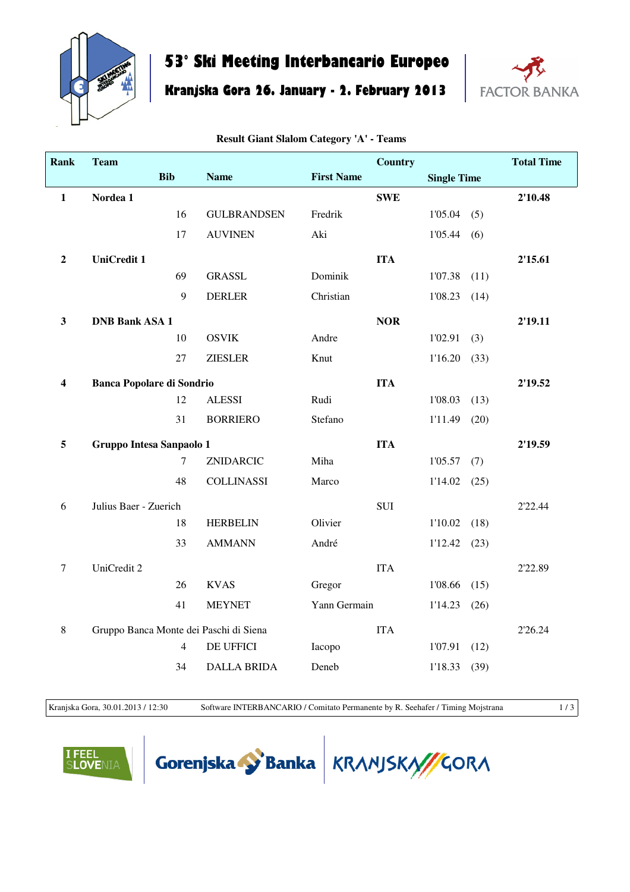# 53° Ski Meeting Interbancario Europeo

## Kranjska Gora 26. January - 2. February 2013

FACTOR BANKA

**Result Giant Slalom Category 'A' - Teams**

| Rank | Team | Bib | Name | First Name | Country | Single Time | | Total Time |
|---|---|---|---|---|---|---|---|---|
| **1** | **Nordea 1** | | | | **SWE** | | | **2'10.48** |
| | | 16 | GULBRANDSEN | Fredrik | | 1'05.04 | (5) | |
| | | 17 | AUVINEN | Aki | | 1'05.44 | (6) | |
| **2** | **UniCredit 1** | | | | **ITA** | | | **2'15.61** |
| | | 69 | GRASSL | Dominik | | 1'07.38 | (11) | |
| | | 9 | DERLER | Christian | | 1'08.23 | (14) | |
| **3** | **DNB Bank ASA 1** | | | | **NOR** | | | **2'19.11** |
| | | 10 | OSVIK | Andre | | 1'02.91 | (3) | |
| | | 27 | ZIESLER | Knut | | 1'16.20 | (33) | |
| **4** | **Banca Popolare di Sondrio** | | | | **ITA** | | | **2'19.52** |
| | | 12 | ALESSI | Rudi | | 1'08.03 | (13) | |
| | | 31 | BORRIERO | Stefano | | 1'11.49 | (20) | |
| **5** | **Gruppo Intesa Sanpaolo 1** | | | | **ITA** | | | **2'19.59** |
| | | 7 | ZNIDARCIC | Miha | | 1'05.57 | (7) | |
| | | 48 | COLLINASSI | Marco | | 1'14.02 | (25) | |
| 6 | Julius Baer - Zuerich | | | | SUI | | | 2'22.44 |
| | | 18 | HERBELIN | Olivier | | 1'10.02 | (18) | |
| | | 33 | AMMANN | André | | 1'12.42 | (23) | |
| 7 | UniCredit 2 | | | | ITA | | | 2'22.89 |
| | | 26 | KVAS | Gregor | | 1'08.66 | (15) | |
| | | 41 | MEYNET | Yann Germain | | 1'14.23 | (26) | |
| 8 | Gruppo Banca Monte dei Paschi di Siena | | | | ITA | | | 2'26.24 |
| | | 4 | DE UFFICI | Iacopo | | 1'07.91 | (12) | |
| | | 34 | DALLA BRIDA | Deneb | | 1'18.33 | (39) | |

Kranjska Gora, 30.01.2013 / 12:30 Software INTERBANCARIO / Comitato Permanente by R. Seehafer / Timing Mojstrana

I FEEL SLOVENIA Gorenjska Banka KRANJSKA GORA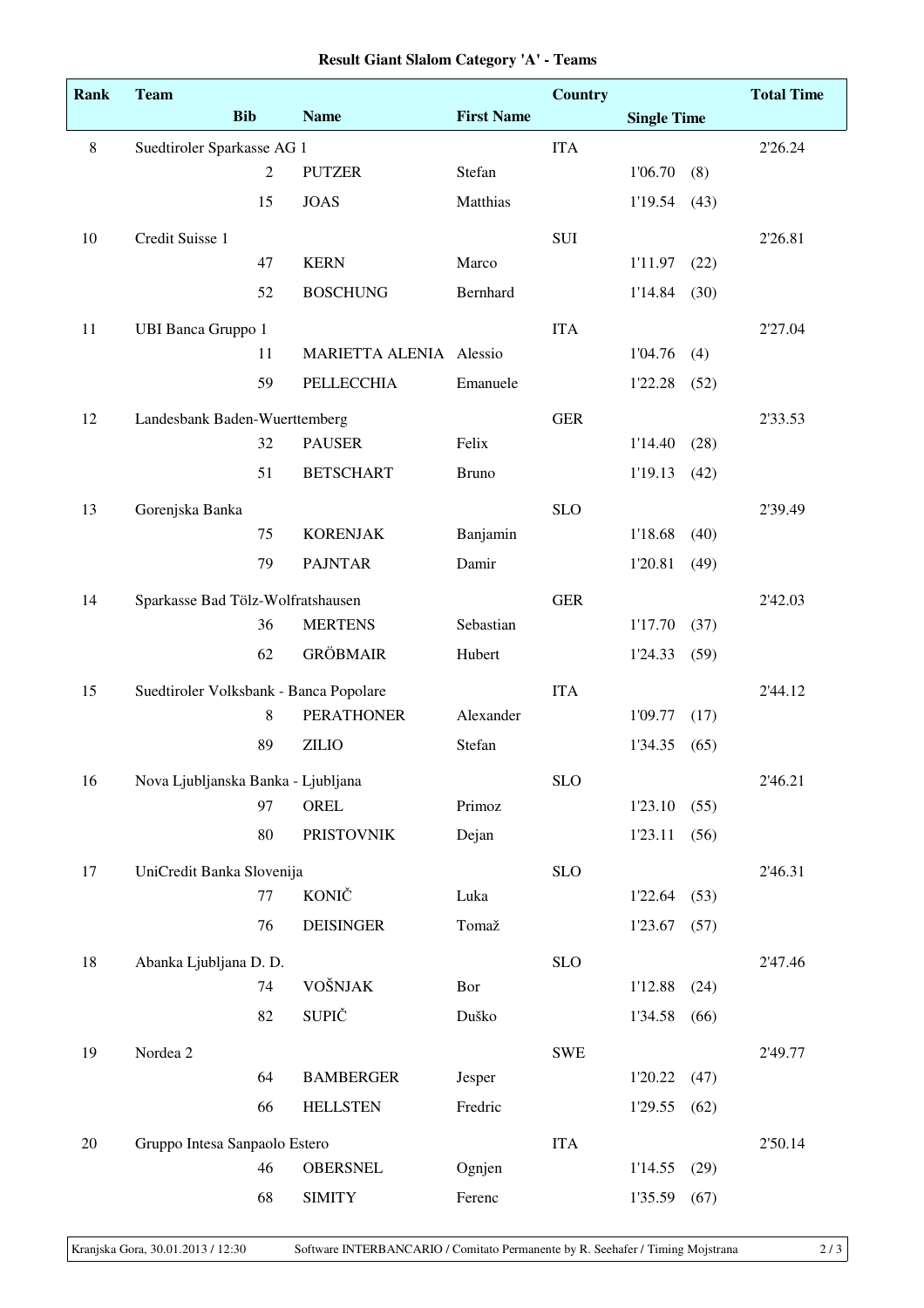# Result Giant Slalom Category 'A' - Teams

| Rank | Team | | | | Country | Single Time | | Total Time |
|---|---|---|---|---|---|---|---|---|
| | | Bib | Name | First Name | | | | |
| 8 | Suedtiroler Sparkasse AG 1 | | | | ITA | | | 2'26.24 |
| | | 2 | PUTZER | Stefan | | 1'06.70 | (8) | |
| | | 15 | JOAS | Matthias | | 1'19.54 | (43) | |
| 10 | Credit Suisse 1 | | | | SUI | | | 2'26.81 |
| | | 47 | KERN | Marco | | 1'11.97 | (22) | |
| | | 52 | BOSCHUNG | Bernhard | | 1'14.84 | (30) | |
| 11 | UBI Banca Gruppo 1 | | | | ITA | | | 2'27.04 |
| | | 11 | MARIETTA ALENIA | Alessio | | 1'04.76 | (4) | |
| | | 59 | PELLECCHIA | Emanuele | | 1'22.28 | (52) | |
| 12 | Landesbank Baden-Wuerttemberg | | | | GER | | | 2'33.53 |
| | | 32 | PAUSER | Felix | | 1'14.40 | (28) | |
| | | 51 | BETSCHART | Bruno | | 1'19.13 | (42) | |
| 13 | Gorenjska Banka | | | | SLO | | | 2'39.49 |
| | | 75 | KORENJAK | Banjamin | | 1'18.68 | (40) | |
| | | 79 | PAJNTAR | Damir | | 1'20.81 | (49) | |
| 14 | Sparkasse Bad Tölz-Wolfratshausen | | | | GER | | | 2'42.03 |
| | | 36 | MERTENS | Sebastian | | 1'17.70 | (37) | |
| | | 62 | GRÖBMAIR | Hubert | | 1'24.33 | (59) | |
| 15 | Suedtiroler Volksbank - Banca Popolare | | | | ITA | | | 2'44.12 |
| | | 8 | PERATHONER | Alexander | | 1'09.77 | (17) | |
| | | 89 | ZILIO | Stefan | | 1'34.35 | (65) | |
| 16 | Nova Ljubljanska Banka - Ljubljana | | | | SLO | | | 2'46.21 |
| | | 97 | OREL | Primoz | | 1'23.10 | (55) | |
| | | 80 | PRISTOVNIK | Dejan | | 1'23.11 | (56) | |
| 17 | UniCredit Banka Slovenija | | | | SLO | | | 2'46.31 |
| | | 77 | KONIČ | Luka | | 1'22.64 | (53) | |
| | | 76 | DEISINGER | Tomaž | | 1'23.67 | (57) | |
| 18 | Abanka Ljubljana D. D. | | | | SLO | | | 2'47.46 |
| | | 74 | VOŠNJAK | Bor | | 1'12.88 | (24) | |
| | | 82 | SUPIČ | Duško | | 1'34.58 | (66) | |
| 19 | Nordea 2 | | | | SWE | | | 2'49.77 |
| | | 64 | BAMBERGER | Jesper | | 1'20.22 | (47) | |
| | | 66 | HELLSTEN | Fredric | | 1'29.55 | (62) | |
| 20 | Gruppo Intesa Sanpaolo Estero | | | | ITA | | | 2'50.14 |
| | | 46 | OBERSNEL | Ognjen | | 1'14.55 | (29) | |
| | | 68 | SIMITY | Ferenc | | 1'35.59 | (67) | |

Kranjska Gora, 30.01.2013 / 12:30 — Software INTERBANCARIO / Comitato Permanente by R. Seehafer / Timing Mojstrana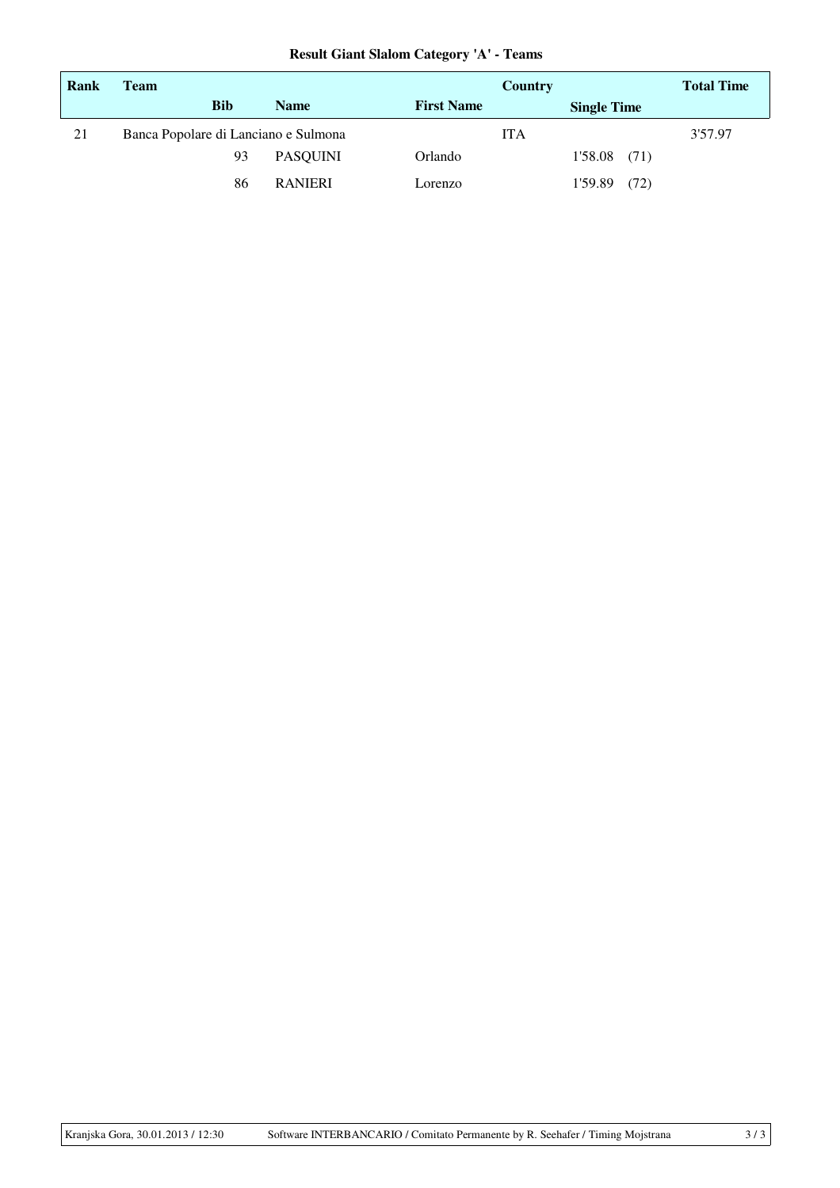**Result Giant Slalom Category 'A' - Teams**

| Rank | Team | | | Country | | Total Time |
|---|---|---|---|---|---|---|
| | Bib | Name | First Name | | Single Time | |
| 21 | Banca Popolare di Lanciano e Sulmona | | | ITA | | 3'57.97 |
| | 93 | PASQUINI | Orlando | | 1'58.08 (71) | |
| | 86 | RANIERI | Lorenzo | | 1'59.89 (72) | |

Kranjska Gora, 30.01.2013 / 12:30 Software INTERBANCARIO / Comitato Permanente by R. Seehafer / Timing Mojstrana